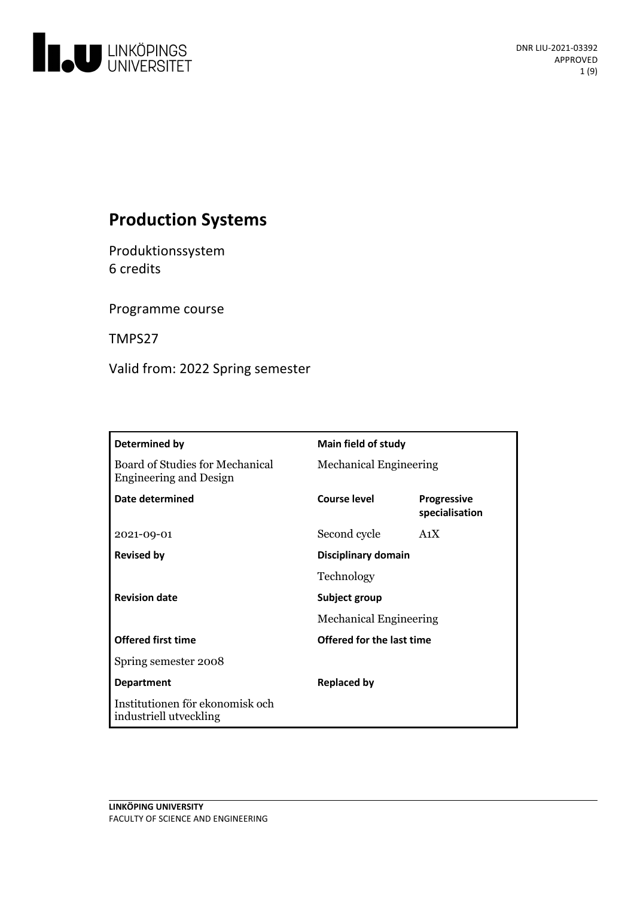# Production Systems

Produktionssystem
6 credits

Programme course

TMPS27

Valid from: 2022 Spring semester

| Determined by | Main field of study | |
|---|---|---|
| Board of Studies for Mechanical Engineering and Design | Mechanical Engineering | |
| **Date determined** | **Course level** | **Progressive specialisation** |
| 2021-09-01 | Second cycle | A1X |
| **Revised by** | **Disciplinary domain** | |
| | Technology | |
| **Revision date** | **Subject group** | |
| | Mechanical Engineering | |
| **Offered first time** | **Offered for the last time** | |
| Spring semester 2008 | | |
| **Department** | **Replaced by** | |
| Institutionen för ekonomisk och industriell utveckling | | |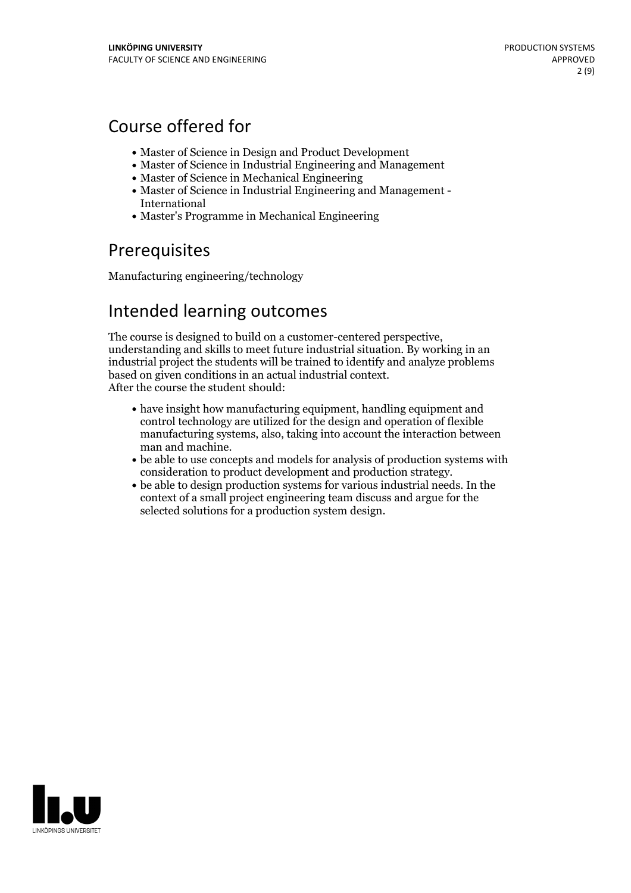## Course offered for

- Master of Science in Design and Product Development
- Master of Science in Industrial Engineering and Management
- Master of Science in Mechanical Engineering
- Master of Science in Industrial Engineering and Management - International
- Master's Programme in Mechanical Engineering

## Prerequisites

Manufacturing engineering/technology

## Intended learning outcomes

The course is designed to build on a customer-centered perspective, understanding and skills to meet future industrial situation. By working in an industrial project the students will be trained to identify and analyze problems based on given conditions in an actual industrial context.
After the course the student should:

- have insight how manufacturing equipment, handling equipment and control technology are utilized for the design and operation of flexible manufacturing systems, also, taking into account the interaction between man and machine.
- be able to use concepts and models for analysis of production systems with consideration to product development and production strategy.
- be able to design production systems for various industrial needs. In the context of a small project engineering team discuss and argue for the selected solutions for a production system design.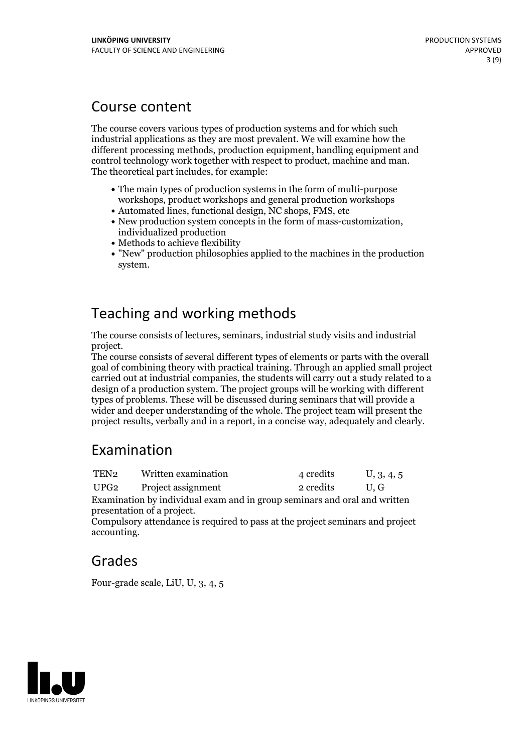## Course content

The course covers various types of production systems and for which such industrial applications as they are most prevalent. We will examine how the different processing methods, production equipment, handling equipment and control technology work together with respect to product, machine and man. The theoretical part includes, for example:

- The main types of production systems in the form of multi-purpose workshops, product workshops and general production workshops
- Automated lines, functional design, NC shops, FMS, etc
- New production system concepts in the form of mass-customization, individualized production
- Methods to achieve flexibility
- "New" production philosophies applied to the machines in the production system.

## Teaching and working methods

The course consists of lectures, seminars, industrial study visits and industrial project.
The course consists of several different types of elements or parts with the overall goal of combining theory with practical training. Through an applied small project carried out at industrial companies, the students will carry out a study related to a design of a production system. The project groups will be working with different types of problems. These will be discussed during seminars that will provide a wider and deeper understanding of the whole. The project team will present the project results, verbally and in a report, in a concise way, adequately and clearly.

## Examination

| | | | |
|---|---|---|---|
| TEN2 | Written examination | 4 credits | U, 3, 4, 5 |
| UPG2 | Project assignment | 2 credits | U, G |

Examination by individual exam and in group seminars and oral and written presentation of a project.
Compulsory attendance is required to pass at the project seminars and project accounting.

## Grades

Four-grade scale, LiU, U, 3, 4, 5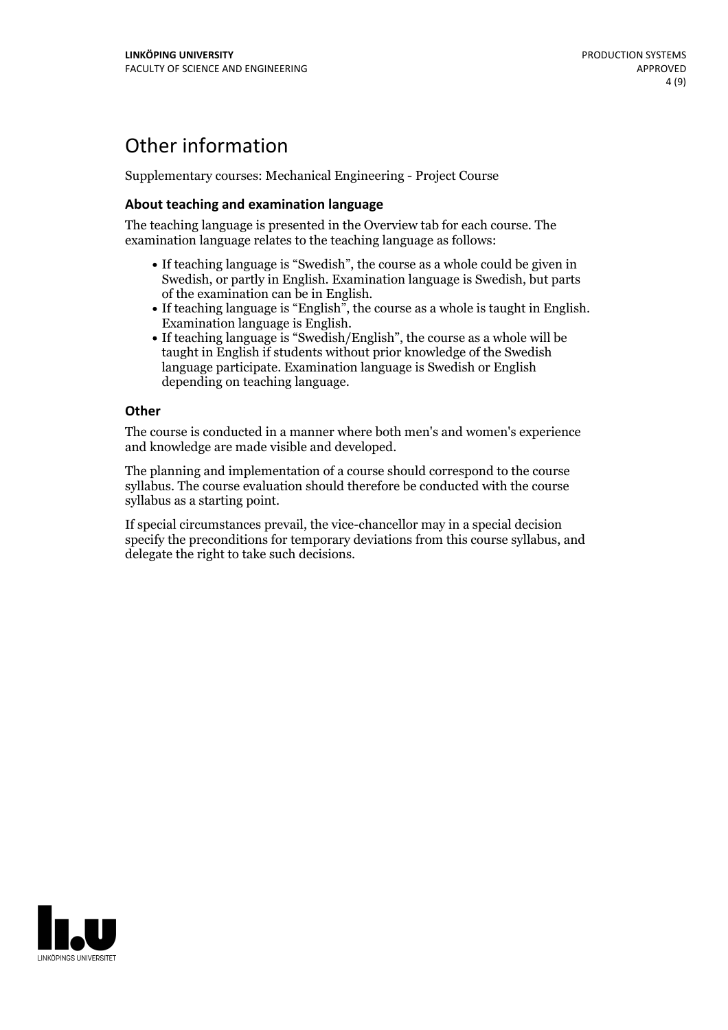# Other information

Supplementary courses: Mechanical Engineering - Project Course

### About teaching and examination language

The teaching language is presented in the Overview tab for each course. The examination language relates to the teaching language as follows:

- If teaching language is "Swedish", the course as a whole could be given in Swedish, or partly in English. Examination language is Swedish, but parts of the examination can be in English.
- If teaching language is "English", the course as a whole is taught in English. Examination language is English.
- If teaching language is "Swedish/English", the course as a whole will be taught in English if students without prior knowledge of the Swedish language participate. Examination language is Swedish or English depending on teaching language.

### Other

The course is conducted in a manner where both men's and women's experience and knowledge are made visible and developed.

The planning and implementation of a course should correspond to the course syllabus. The course evaluation should therefore be conducted with the course syllabus as a starting point.

If special circumstances prevail, the vice-chancellor may in a special decision specify the preconditions for temporary deviations from this course syllabus, and delegate the right to take such decisions.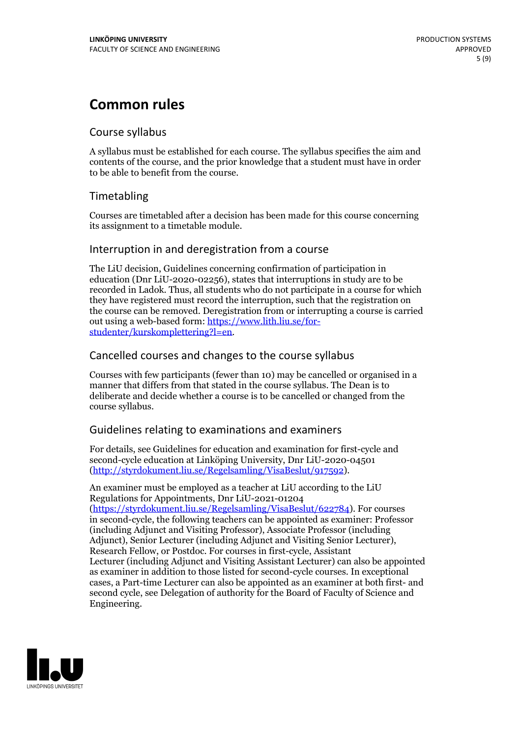# Common rules

## Course syllabus

A syllabus must be established for each course. The syllabus specifies the aim and contents of the course, and the prior knowledge that a student must have in order to be able to benefit from the course.

## Timetabling

Courses are timetabled after a decision has been made for this course concerning its assignment to a timetable module.

## Interruption in and deregistration from a course

The LiU decision, Guidelines concerning confirmation of participation in education (Dnr LiU-2020-02256), states that interruptions in study are to be recorded in Ladok. Thus, all students who do not participate in a course for which they have registered must record the interruption, such that the registration on the course can be removed. Deregistration from or interrupting a course is carried out using a web-based form: https://www.lith.liu.se/for-studenter/kurskomplettering?l=en.

## Cancelled courses and changes to the course syllabus

Courses with few participants (fewer than 10) may be cancelled or organised in a manner that differs from that stated in the course syllabus. The Dean is to deliberate and decide whether a course is to be cancelled or changed from the course syllabus.

## Guidelines relating to examinations and examiners

For details, see Guidelines for education and examination for first-cycle and second-cycle education at Linköping University, Dnr LiU-2020-04501 (http://styrdokument.liu.se/Regelsamling/VisaBeslut/917592).

An examiner must be employed as a teacher at LiU according to the LiU Regulations for Appointments, Dnr LiU-2021-01204 (https://styrdokument.liu.se/Regelsamling/VisaBeslut/622784). For courses in second-cycle, the following teachers can be appointed as examiner: Professor (including Adjunct and Visiting Professor), Associate Professor (including Adjunct), Senior Lecturer (including Adjunct and Visiting Senior Lecturer), Research Fellow, or Postdoc. For courses in first-cycle, Assistant Lecturer (including Adjunct and Visiting Assistant Lecturer) can also be appointed as examiner in addition to those listed for second-cycle courses. In exceptional cases, a Part-time Lecturer can also be appointed as an examiner at both first- and second cycle, see Delegation of authority for the Board of Faculty of Science and Engineering.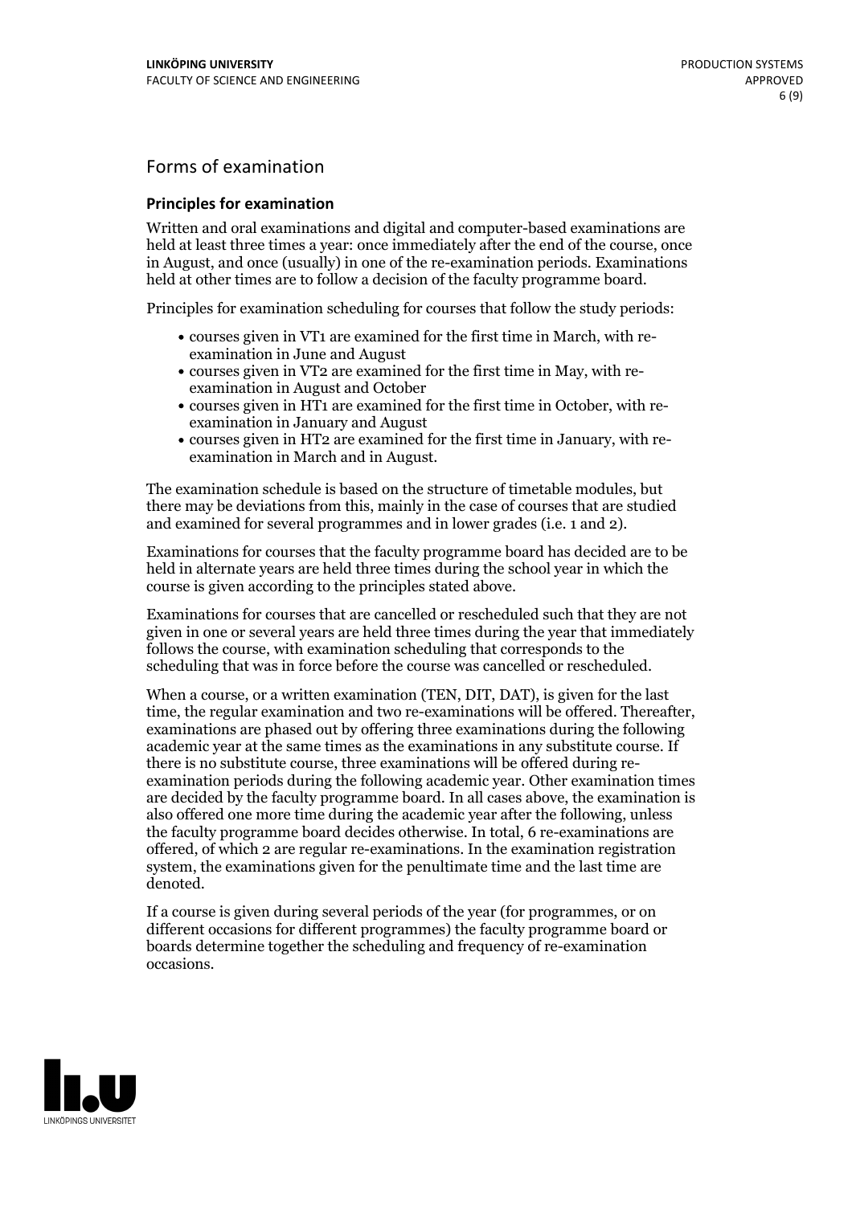## Forms of examination

### Principles for examination

Written and oral examinations and digital and computer-based examinations are held at least three times a year: once immediately after the end of the course, once in August, and once (usually) in one of the re-examination periods. Examinations held at other times are to follow a decision of the faculty programme board.

Principles for examination scheduling for courses that follow the study periods:

- courses given in VT1 are examined for the first time in March, with re-examination in June and August
- courses given in VT2 are examined for the first time in May, with re-examination in August and October
- courses given in HT1 are examined for the first time in October, with re-examination in January and August
- courses given in HT2 are examined for the first time in January, with re-examination in March and in August.

The examination schedule is based on the structure of timetable modules, but there may be deviations from this, mainly in the case of courses that are studied and examined for several programmes and in lower grades (i.e. 1 and 2).

Examinations for courses that the faculty programme board has decided are to be held in alternate years are held three times during the school year in which the course is given according to the principles stated above.

Examinations for courses that are cancelled or rescheduled such that they are not given in one or several years are held three times during the year that immediately follows the course, with examination scheduling that corresponds to the scheduling that was in force before the course was cancelled or rescheduled.

When a course, or a written examination (TEN, DIT, DAT), is given for the last time, the regular examination and two re-examinations will be offered. Thereafter, examinations are phased out by offering three examinations during the following academic year at the same times as the examinations in any substitute course. If there is no substitute course, three examinations will be offered during re-examination periods during the following academic year. Other examination times are decided by the faculty programme board. In all cases above, the examination is also offered one more time during the academic year after the following, unless the faculty programme board decides otherwise. In total, 6 re-examinations are offered, of which 2 are regular re-examinations. In the examination registration system, the examinations given for the penultimate time and the last time are denoted.

If a course is given during several periods of the year (for programmes, or on different occasions for different programmes) the faculty programme board or boards determine together the scheduling and frequency of re-examination occasions.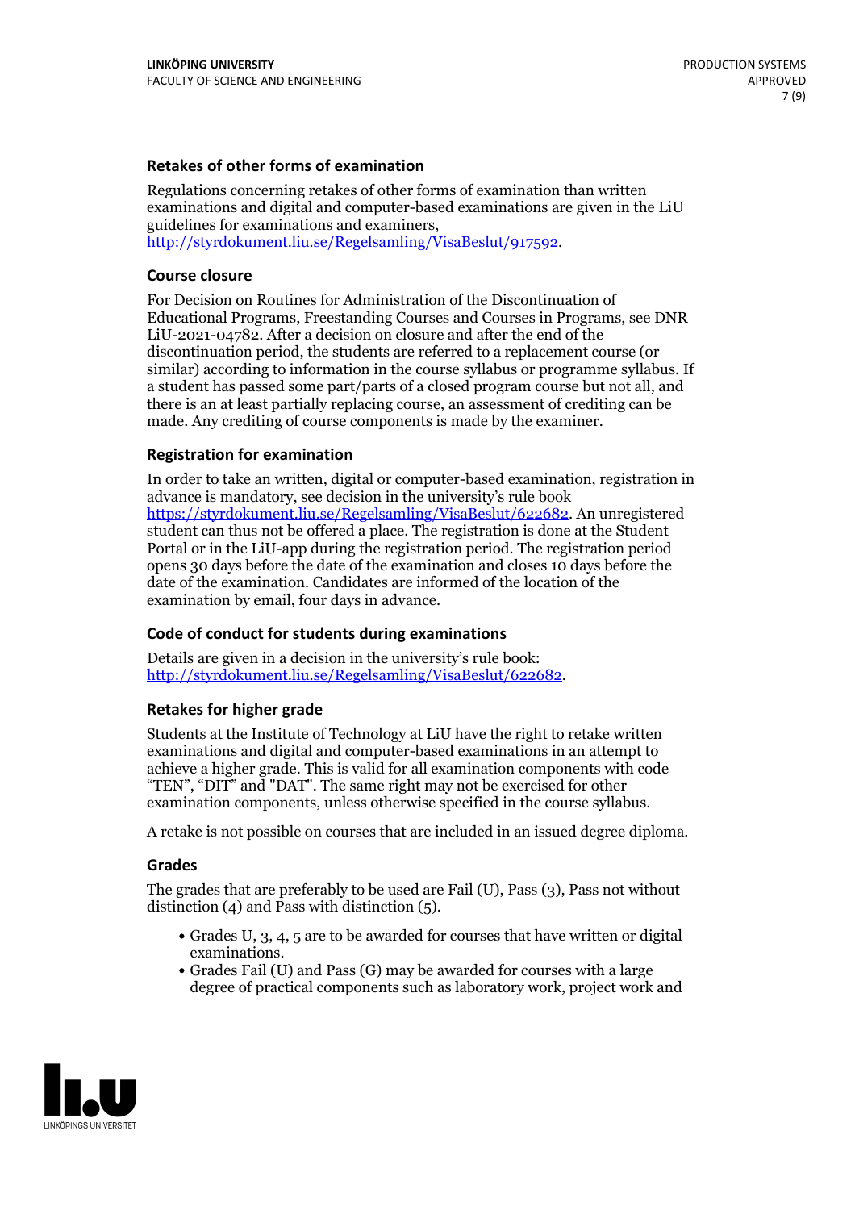### Retakes of other forms of examination

Regulations concerning retakes of other forms of examination than written examinations and digital and computer-based examinations are given in the LiU guidelines for examinations and examiners, http://styrdokument.liu.se/Regelsamling/VisaBeslut/917592.

### Course closure

For Decision on Routines for Administration of the Discontinuation of Educational Programs, Freestanding Courses and Courses in Programs, see DNR LiU-2021-04782. After a decision on closure and after the end of the discontinuation period, the students are referred to a replacement course (or similar) according to information in the course syllabus or programme syllabus. If a student has passed some part/parts of a closed program course but not all, and there is an at least partially replacing course, an assessment of crediting can be made. Any crediting of course components is made by the examiner.

### Registration for examination

In order to take an written, digital or computer-based examination, registration in advance is mandatory, see decision in the university's rule book https://styrdokument.liu.se/Regelsamling/VisaBeslut/622682. An unregistered student can thus not be offered a place. The registration is done at the Student Portal or in the LiU-app during the registration period. The registration period opens 30 days before the date of the examination and closes 10 days before the date of the examination. Candidates are informed of the location of the examination by email, four days in advance.

### Code of conduct for students during examinations

Details are given in a decision in the university's rule book: http://styrdokument.liu.se/Regelsamling/VisaBeslut/622682.

### Retakes for higher grade

Students at the Institute of Technology at LiU have the right to retake written examinations and digital and computer-based examinations in an attempt to achieve a higher grade. This is valid for all examination components with code "TEN", "DIT" and "DAT". The same right may not be exercised for other examination components, unless otherwise specified in the course syllabus.

A retake is not possible on courses that are included in an issued degree diploma.

### Grades

The grades that are preferably to be used are Fail (U), Pass (3), Pass not without distinction (4) and Pass with distinction (5).

- Grades U, 3, 4, 5 are to be awarded for courses that have written or digital examinations.
- Grades Fail (U) and Pass (G) may be awarded for courses with a large degree of practical components such as laboratory work, project work and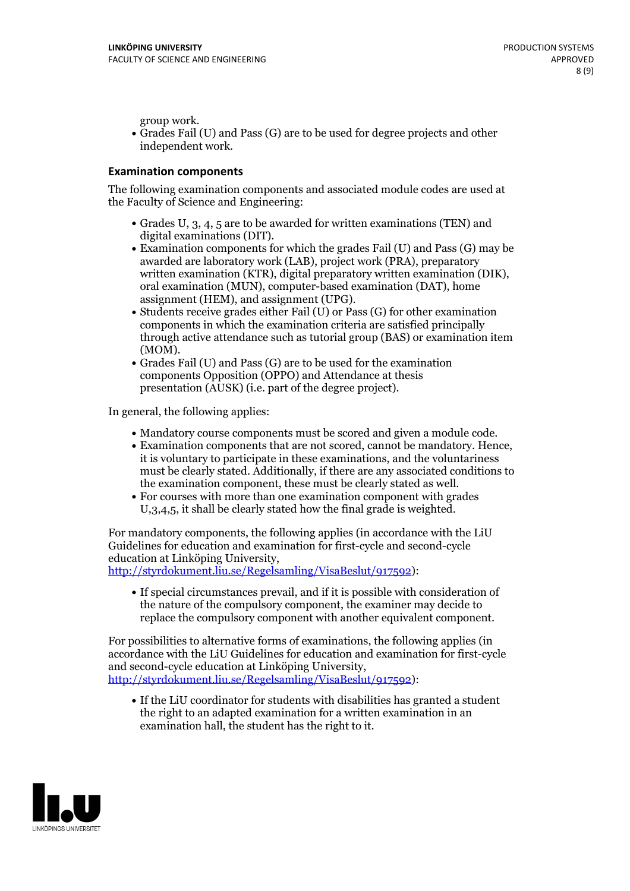group work.

- Grades Fail (U) and Pass (G) are to be used for degree projects and other independent work.

### Examination components

The following examination components and associated module codes are used at the Faculty of Science and Engineering:

- Grades U, 3, 4, 5 are to be awarded for written examinations (TEN) and digital examinations (DIT).
- Examination components for which the grades Fail (U) and Pass (G) may be awarded are laboratory work (LAB), project work (PRA), preparatory written examination (KTR), digital preparatory written examination (DIK), oral examination (MUN), computer-based examination (DAT), home assignment (HEM), and assignment (UPG).
- Students receive grades either Fail (U) or Pass (G) for other examination components in which the examination criteria are satisfied principally through active attendance such as tutorial group (BAS) or examination item (MOM).
- Grades Fail (U) and Pass (G) are to be used for the examination components Opposition (OPPO) and Attendance at thesis presentation (AUSK) (i.e. part of the degree project).

In general, the following applies:

- Mandatory course components must be scored and given a module code.
- Examination components that are not scored, cannot be mandatory. Hence, it is voluntary to participate in these examinations, and the voluntariness must be clearly stated. Additionally, if there are any associated conditions to the examination component, these must be clearly stated as well.
- For courses with more than one examination component with grades U,3,4,5, it shall be clearly stated how the final grade is weighted.

For mandatory components, the following applies (in accordance with the LiU Guidelines for education and examination for first-cycle and second-cycle education at Linköping University, http://styrdokument.liu.se/Regelsamling/VisaBeslut/917592):

- If special circumstances prevail, and if it is possible with consideration of the nature of the compulsory component, the examiner may decide to replace the compulsory component with another equivalent component.

For possibilities to alternative forms of examinations, the following applies (in accordance with the LiU Guidelines for education and examination for first-cycle and second-cycle education at Linköping University, http://styrdokument.liu.se/Regelsamling/VisaBeslut/917592):

- If the LiU coordinator for students with disabilities has granted a student the right to an adapted examination for a written examination in an examination hall, the student has the right to it.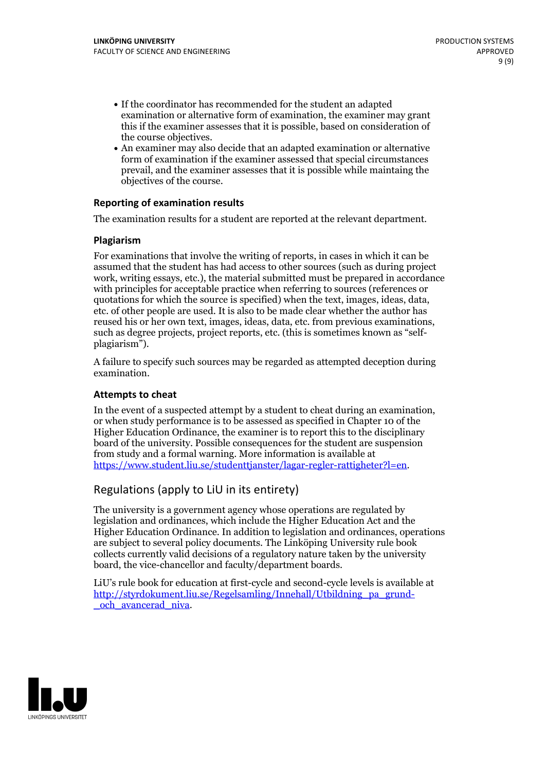- If the coordinator has recommended for the student an adapted examination or alternative form of examination, the examiner may grant this if the examiner assesses that it is possible, based on consideration of the course objectives.
- An examiner may also decide that an adapted examination or alternative form of examination if the examiner assessed that special circumstances prevail, and the examiner assesses that it is possible while maintaing the objectives of the course.

### Reporting of examination results

The examination results for a student are reported at the relevant department.

### Plagiarism

For examinations that involve the writing of reports, in cases in which it can be assumed that the student has had access to other sources (such as during project work, writing essays, etc.), the material submitted must be prepared in accordance with principles for acceptable practice when referring to sources (references or quotations for which the source is specified) when the text, images, ideas, data, etc. of other people are used. It is also to be made clear whether the author has reused his or her own text, images, ideas, data, etc. from previous examinations, such as degree projects, project reports, etc. (this is sometimes known as "self-plagiarism").

A failure to specify such sources may be regarded as attempted deception during examination.

### Attempts to cheat

In the event of a suspected attempt by a student to cheat during an examination, or when study performance is to be assessed as specified in Chapter 10 of the Higher Education Ordinance, the examiner is to report this to the disciplinary board of the university. Possible consequences for the student are suspension from study and a formal warning. More information is available at https://www.student.liu.se/studenttjanster/lagar-regler-rattigheter?l=en.

## Regulations (apply to LiU in its entirety)

The university is a government agency whose operations are regulated by legislation and ordinances, which include the Higher Education Act and the Higher Education Ordinance. In addition to legislation and ordinances, operations are subject to several policy documents. The Linköping University rule book collects currently valid decisions of a regulatory nature taken by the university board, the vice-chancellor and faculty/department boards.

LiU's rule book for education at first-cycle and second-cycle levels is available at http://styrdokument.liu.se/Regelsamling/Innehall/Utbildning_pa_grund-_och_avancerad_niva.